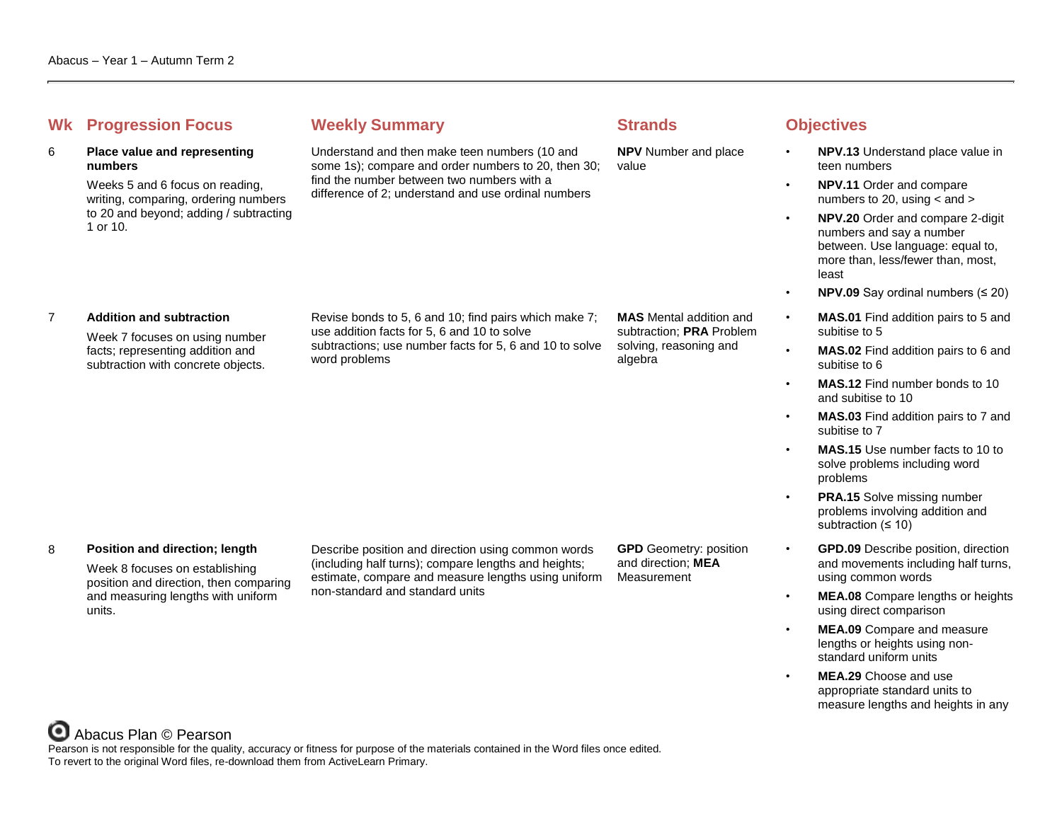Abacus – Year 1 – Autumn Term 2

| Wk | Progression Focus | Weekly Summary | Strands | Objectives |
|---|---|---|---|---|
| 6 | **Place value and representing numbers**<br>Weeks 5 and 6 focus on reading, writing, comparing, ordering numbers to 20 and beyond; adding / subtracting 1 or 10. | Understand and then make teen numbers (10 and some 1s); compare and order numbers to 20, then 30; find the number between two numbers with a difference of 2; understand and use ordinal numbers | **NPV** Number and place value | • **NPV.13** Understand place value in teen numbers<br>• **NPV.11** Order and compare numbers to 20, using < and ><br>• **NPV.20** Order and compare 2-digit numbers and say a number between. Use language: equal to, more than, less/fewer than, most, least<br>• **NPV.09** Say ordinal numbers (≤ 20) |
| 7 | **Addition and subtraction**<br>Week 7 focuses on using number facts; representing addition and subtraction with concrete objects. | Revise bonds to 5, 6 and 10; find pairs which make 7; use addition facts for 5, 6 and 10 to solve subtractions; use number facts for 5, 6 and 10 to solve word problems | **MAS** Mental addition and subtraction; **PRA** Problem solving, reasoning and algebra | • **MAS.01** Find addition pairs to 5 and subitise to 5<br>• **MAS.02** Find addition pairs to 6 and subitise to 6<br>• **MAS.12** Find number bonds to 10 and subitise to 10<br>• **MAS.03** Find addition pairs to 7 and subitise to 7<br>• **MAS.15** Use number facts to 10 to solve problems including word problems<br>• **PRA.15** Solve missing number problems involving addition and subtraction (≤ 10) |
| 8 | **Position and direction; length**<br>Week 8 focuses on establishing position and direction, then comparing and measuring lengths with uniform units. | Describe position and direction using common words (including half turns); compare lengths and heights; estimate, compare and measure lengths using uniform non-standard and standard units | **GPD** Geometry: position and direction; **MEA** Measurement | • **GPD.09** Describe position, direction and movements including half turns, using common words<br>• **MEA.08** Compare lengths or heights using direct comparison<br>• **MEA.09** Compare and measure lengths or heights using non-standard uniform units<br>• **MEA.29** Choose and use appropriate standard units to measure lengths and heights in any |

Abacus Plan © Pearson

Pearson is not responsible for the quality, accuracy or fitness for purpose of the materials contained in the Word files once edited.
To revert to the original Word files, re-download them from ActiveLearn Primary.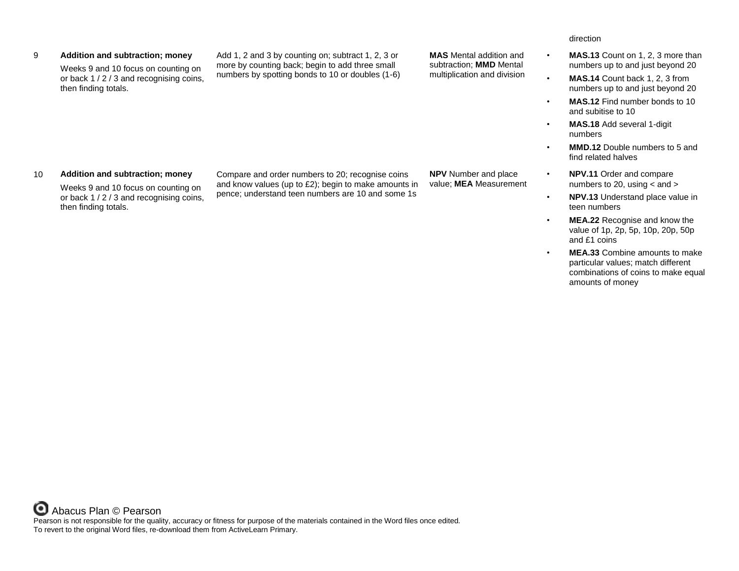| | | | | |
|---|---|---|---|---|
| | | | | direction |
| 9 | **Addition and subtraction; money**<br>Weeks 9 and 10 focus on counting on or back 1 / 2 / 3 and recognising coins, then finding totals. | Add 1, 2 and 3 by counting on; subtract 1, 2, 3 or more by counting back; begin to add three small numbers by spotting bonds to 10 or doubles (1-6) | **MAS** Mental addition and subtraction; **MMD** Mental multiplication and division | • **MAS.13** Count on 1, 2, 3 more than numbers up to and just beyond 20<br>• **MAS.14** Count back 1, 2, 3 from numbers up to and just beyond 20<br>• **MAS.12** Find number bonds to 10 and subitise to 10<br>• **MAS.18** Add several 1-digit numbers<br>• **MMD.12** Double numbers to 5 and find related halves |
| 10 | **Addition and subtraction; money**<br>Weeks 9 and 10 focus on counting on or back 1 / 2 / 3 and recognising coins, then finding totals. | Compare and order numbers to 20; recognise coins and know values (up to £2); begin to make amounts in pence; understand teen numbers are 10 and some 1s | **NPV** Number and place value; **MEA** Measurement | • **NPV.11** Order and compare numbers to 20, using < and ><br>• **NPV.13** Understand place value in teen numbers<br>• **MEA.22** Recognise and know the value of 1p, 2p, 5p, 10p, 20p, 50p and £1 coins<br>• **MEA.33** Combine amounts to make particular values; match different combinations of coins to make equal amounts of money |

Abacus Plan © Pearson

Pearson is not responsible for the quality, accuracy or fitness for purpose of the materials contained in the Word files once edited.
To revert to the original Word files, re-download them from ActiveLearn Primary.